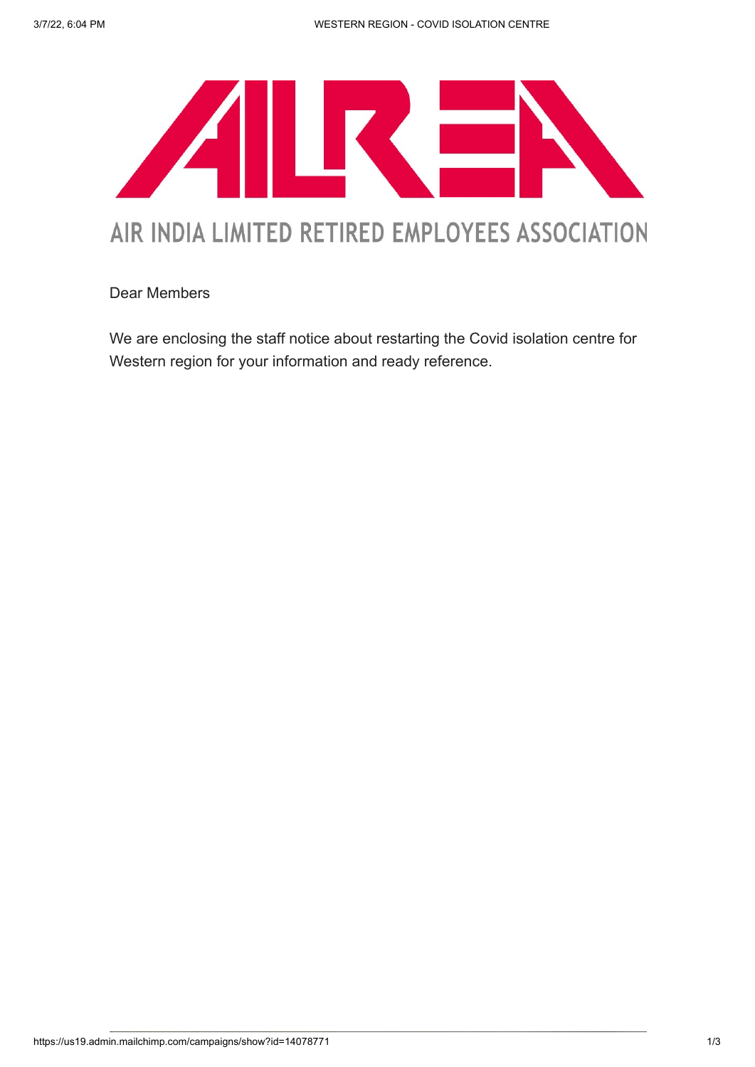# AIR INDIA LIMITED RETIRED EMPLOYEES ASSOCIATION

Dear Members

We are enclosing the staff notice about restarting the Covid isolation centre for Western region for your information and ready reference.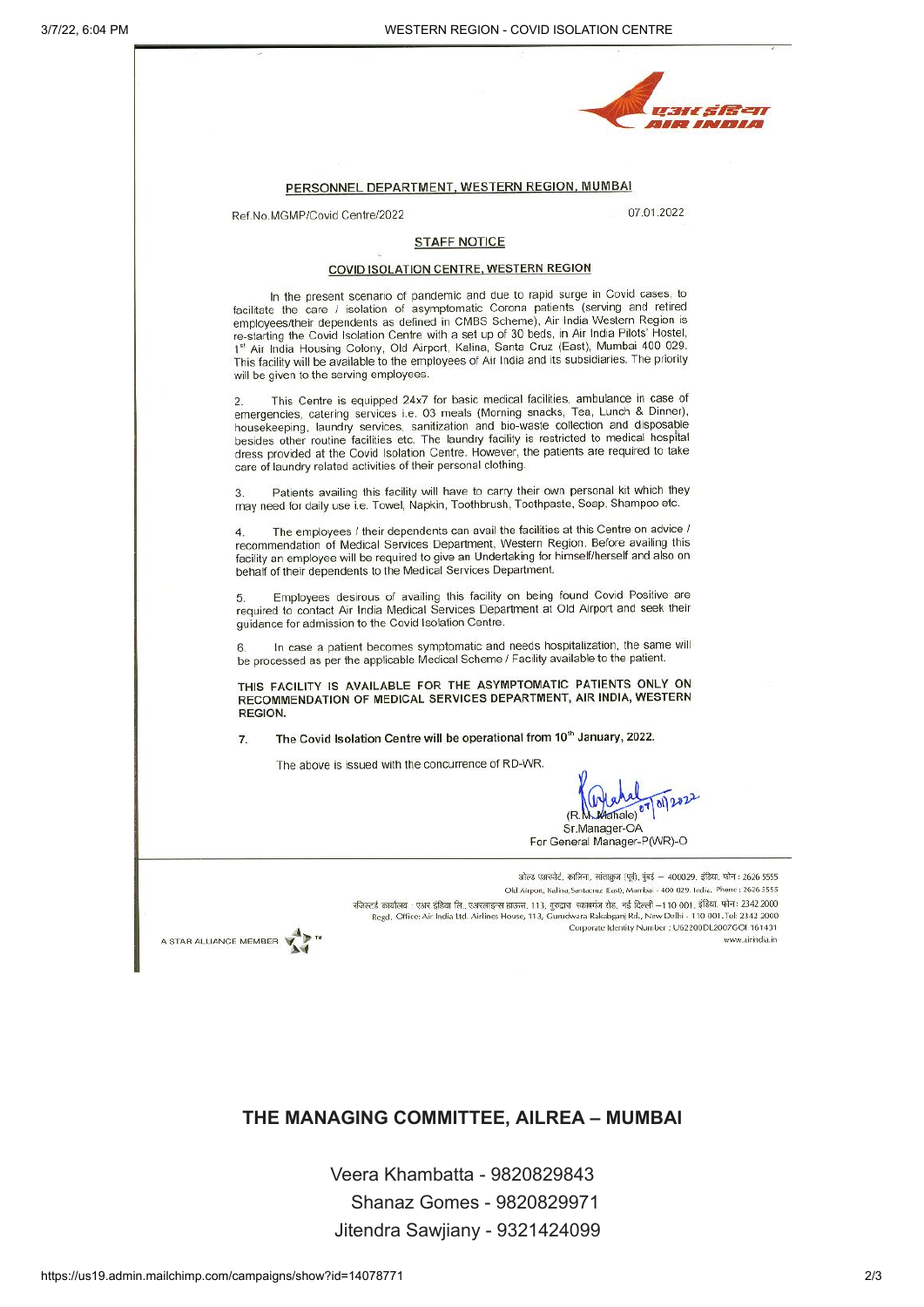PERSONNEL DEPARTMENT, WESTERN REGION, MUMBAI

Ref.No.MGMP/Covid Centre/2022

07.01.2022

## STAFF NOTICE

### COVID ISOLATION CENTRE, WESTERN REGION

In the present scenario of pandemic and due to rapid surge in Covid cases, to facilitate the care / isolation of asymptomatic Corona patients (serving and retired employees/their dependents as defined in CMBS Scheme), Air India Western Region is re-starting the Covid Isolation Centre with a set up of 30 beds, in Air India Pilots' Hostel, 1st Air India Housing Colony, Old Airport, Kalina, Santa Cruz (East), Mumbai 400 029. This facility will be available to the employees of Air India and its subsidiaries. The priority will be given to the serving employees.

2. This Centre is equipped 24x7 for basic medical facilities, ambulance in case of emergencies, catering services i.e. 03 meals (Morning snacks, Tea, Lunch & Dinner), housekeeping, laundry services, sanitization and bio-waste collection and disposable besides other routine facilities etc. The laundry facility is restricted to medical hospital dress provided at the Covid Isolation Centre. However, the patients are required to take care of laundry related activities of their personal clothing.

3. Patients availing this facility will have to carry their own personal kit which they may need for daily use i.e. Towel, Napkin, Toothbrush, Toothpaste, Soap, Shampoo etc.

4. The employees / their dependents can avail the facilities at this Centre on advice / recommendation of Medical Services Department, Western Region. Before availing this facility an employee will be required to give an Undertaking for himself/herself and also on behalf of their dependents to the Medical Services Department.

5. Employees desirous of availing this facility on being found Covid Positive are required to contact Air India Medical Services Department at Old Airport and seek their guidance for admission to the Covid Isolation Centre.

6. In case a patient becomes symptomatic and needs hospitalization, the same will be processed as per the applicable Medical Scheme / Facility available to the patient.

**THIS FACILITY IS AVAILABLE FOR THE ASYMPTOMATIC PATIENTS ONLY ON RECOMMENDATION OF MEDICAL SERVICES DEPARTMENT, AIR INDIA, WESTERN REGION.**

7. **The Covid Isolation Centre will be operational from 10th January, 2022.**

The above is issued with the concurrence of RD-WR.

07/01/2022
(R.M. Mahale)
Sr.Manager-OA
For General Manager-P(WR)-O

ओल्ड एअरपोर्ट, कालिना, सांताक्रुज (पूर्व), मुंबई – 400029, इंडिया. फोन : 2626 5555
Old Airport, Kalina, Santacruz (East), Mumbai - 400 029. India. Phone : 2626 5555
रजिस्टर्ड कार्यालय : एअर इंडिया लि., एअरलाइन्स हाउस, 113, गुरुद्वारा रकाबगंज रोड, नई दिल्ली –110 001, इंडिया. फोन: 2342 2000
Regd. Office: Air India Ltd. Airlines House, 113, Gurudwara Rakabganj Rd., New Delhi - 110 001. Tel: 2342 2000
Corporate Identity Number : U62200DL2007GOI 161431
www.airindia.in

A STAR ALLIANCE MEMBER

## THE MANAGING COMMITTEE, AILREA – MUMBAI

Veera Khambatta - 9820829843
Shanaz Gomes - 9820829971
Jitendra Sawjiany - 9321424099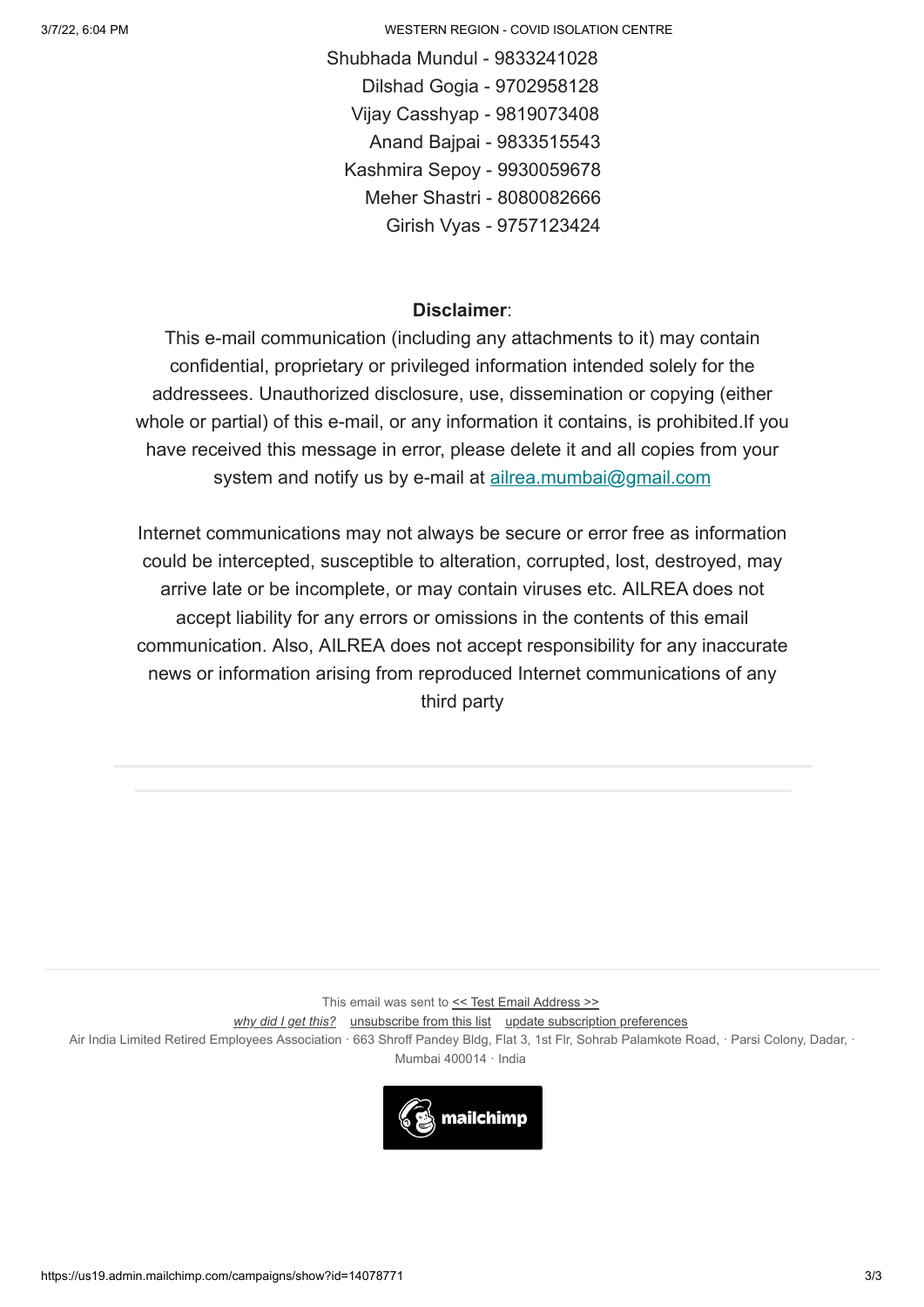Shubhada Mundul - 9833241028
Dilshad Gogia - 9702958128
Vijay Casshyap - 9819073408
Anand Bajpai - 9833515543
Kashmira Sepoy - 9930059678
Meher Shastri - 8080082666
Girish Vyas - 9757123424

**Disclaimer**:

This e-mail communication (including any attachments to it) may contain confidential, proprietary or privileged information intended solely for the addressees. Unauthorized disclosure, use, dissemination or copying (either whole or partial) of this e-mail, or any information it contains, is prohibited.If you have received this message in error, please delete it and all copies from your system and notify us by e-mail at ailrea.mumbai@gmail.com

Internet communications may not always be secure or error free as information could be intercepted, susceptible to alteration, corrupted, lost, destroyed, may arrive late or be incomplete, or may contain viruses etc. AILREA does not accept liability for any errors or omissions in the contents of this email communication. Also, AILREA does not accept responsibility for any inaccurate news or information arising from reproduced Internet communications of any third party

This email was sent to << Test Email Address >>

*why did I get this?* unsubscribe from this list update subscription preferences

Air India Limited Retired Employees Association · 663 Shroff Pandey Bldg, Flat 3, 1st Flr, Sohrab Palamkote Road, · Parsi Colony, Dadar, · Mumbai 400014 · India

mailchimp